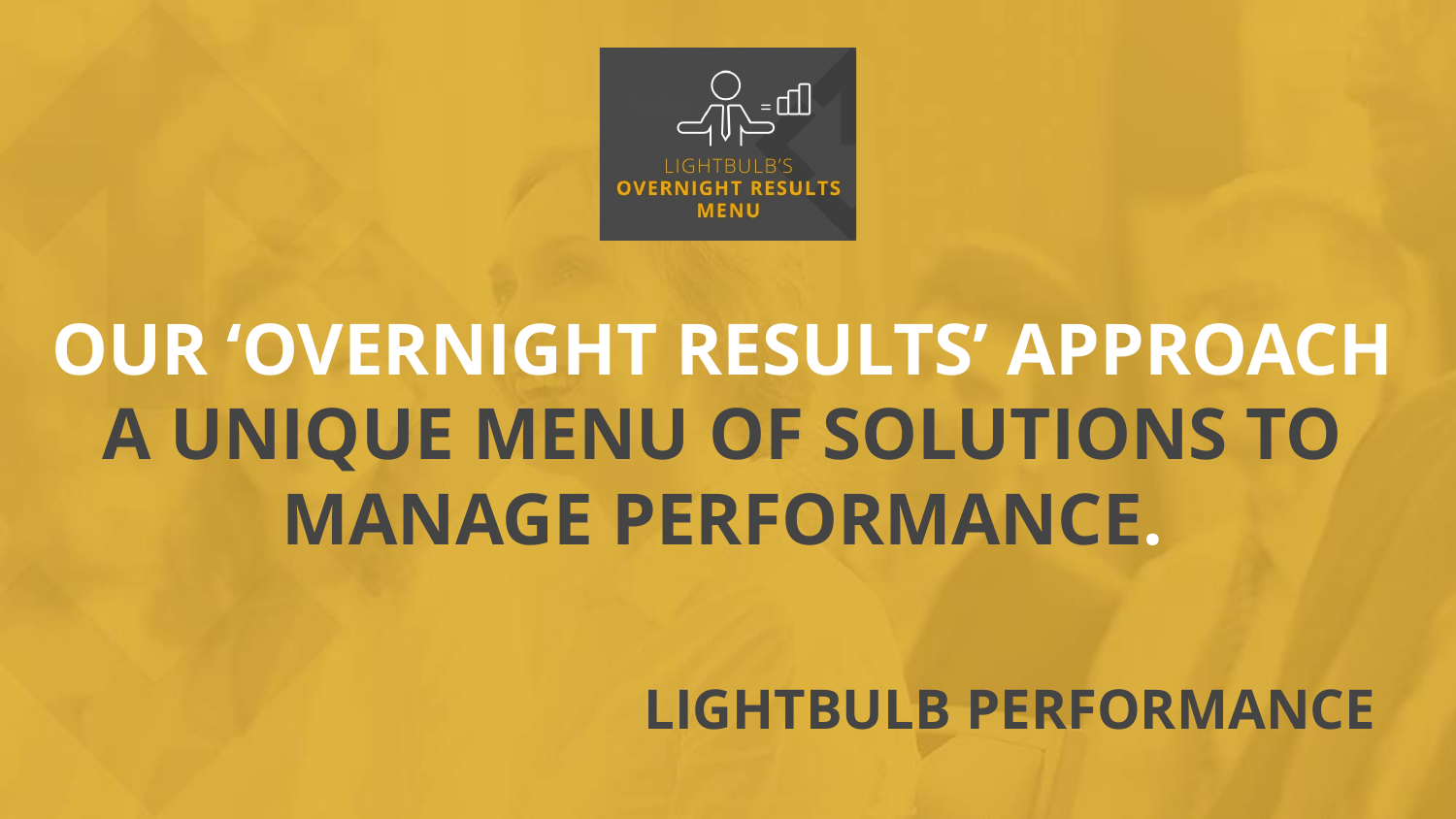LIGHTBULB'S
**OVERNIGHT RESULTS MENU**

# OUR 'OVERNIGHT RESULTS' APPROACH

# A UNIQUE MENU OF SOLUTIONS TO MANAGE PERFORMANCE.

**LIGHTBULB PERFORMANCE**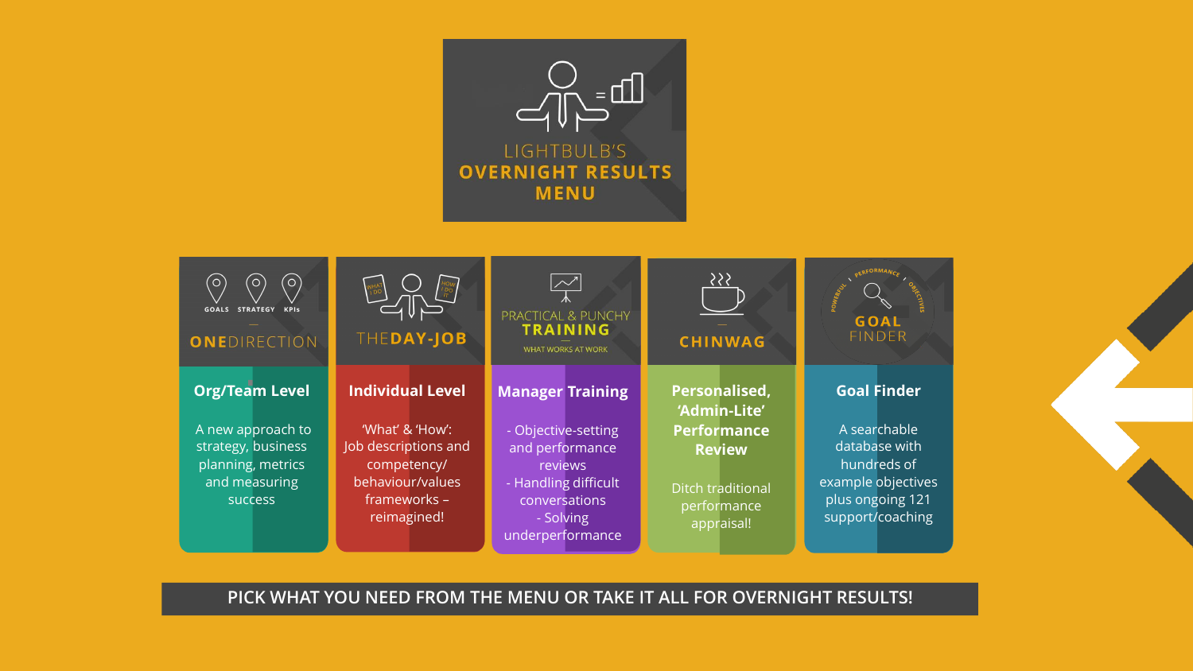# LIGHTBULB'S OVERNIGHT RESULTS MENU

## ONEDIRECTION

GOALS · STRATEGY · KPIs

### Org/Team Level

A new approach to strategy, business planning, metrics and measuring success

## THEDAY-JOB

WHAT I DO · HOW I DO IT

### Individual Level

'What' & 'How': Job descriptions and competency/ behaviour/values frameworks – reimagined!

## PRACTICAL & PUNCHY TRAINING

WHAT WORKS AT WORK

### Manager Training

- Objective-setting and performance reviews
- Handling difficult conversations
- Solving underperformance

## CHINWAG

### Personalised, 'Admin-Lite' Performance Review

Ditch traditional performance appraisal!

## GOAL FINDER

POWERFUL · PERFORMANCE · OBJECTIVES

### Goal Finder

A searchable database with hundreds of example objectives plus ongoing 121 support/coaching

**PICK WHAT YOU NEED FROM THE MENU OR TAKE IT ALL FOR OVERNIGHT RESULTS!**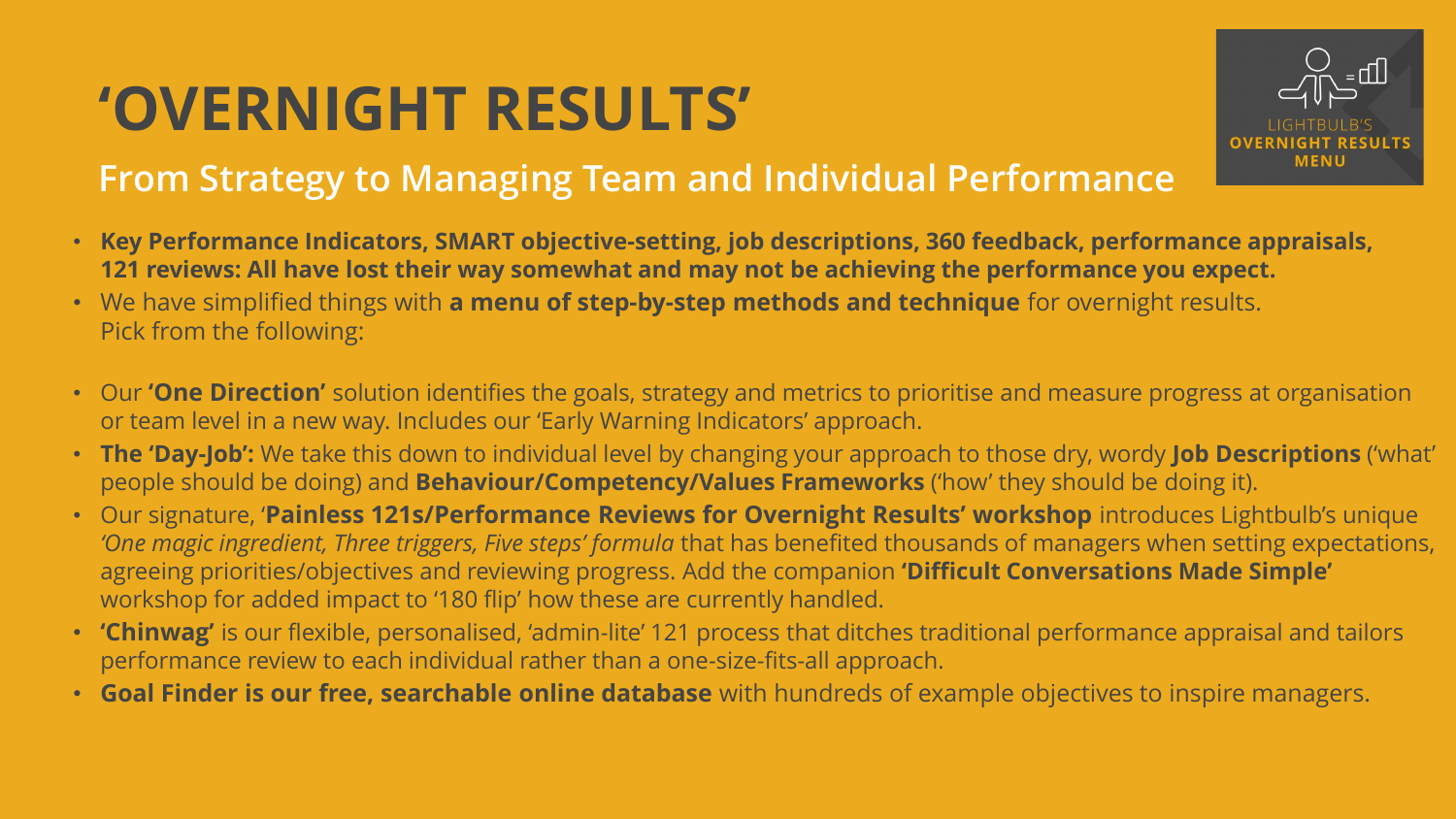# 'OVERNIGHT RESULTS'

## From Strategy to Managing Team and Individual Performance

LIGHTBULB'S **OVERNIGHT RESULTS MENU**

- **Key Performance Indicators, SMART objective-setting, job descriptions, 360 feedback, performance appraisals, 121 reviews: All have lost their way somewhat and may not be achieving the performance you expect.**
- We have simplified things with **a menu of step-by-step methods and technique** for overnight results. Pick from the following:

- Our **'One Direction'** solution identifies the goals, strategy and metrics to prioritise and measure progress at organisation or team level in a new way. Includes our 'Early Warning Indicators' approach.
- **The 'Day-Job':** We take this down to individual level by changing your approach to those dry, wordy **Job Descriptions** ('what' people should be doing) and **Behaviour/Competency/Values Frameworks** ('how' they should be doing it).
- Our signature, '**Painless 121s/Performance Reviews for Overnight Results' workshop** introduces Lightbulb's unique *'One magic ingredient, Three triggers, Five steps' formula* that has benefited thousands of managers when setting expectations, agreeing priorities/objectives and reviewing progress. Add the companion **'Difficult Conversations Made Simple'** workshop for added impact to '180 flip' how these are currently handled.
- **'Chinwag'** is our flexible, personalised, 'admin-lite' 121 process that ditches traditional performance appraisal and tailors performance review to each individual rather than a one-size-fits-all approach.
- **Goal Finder is our free, searchable online database** with hundreds of example objectives to inspire managers.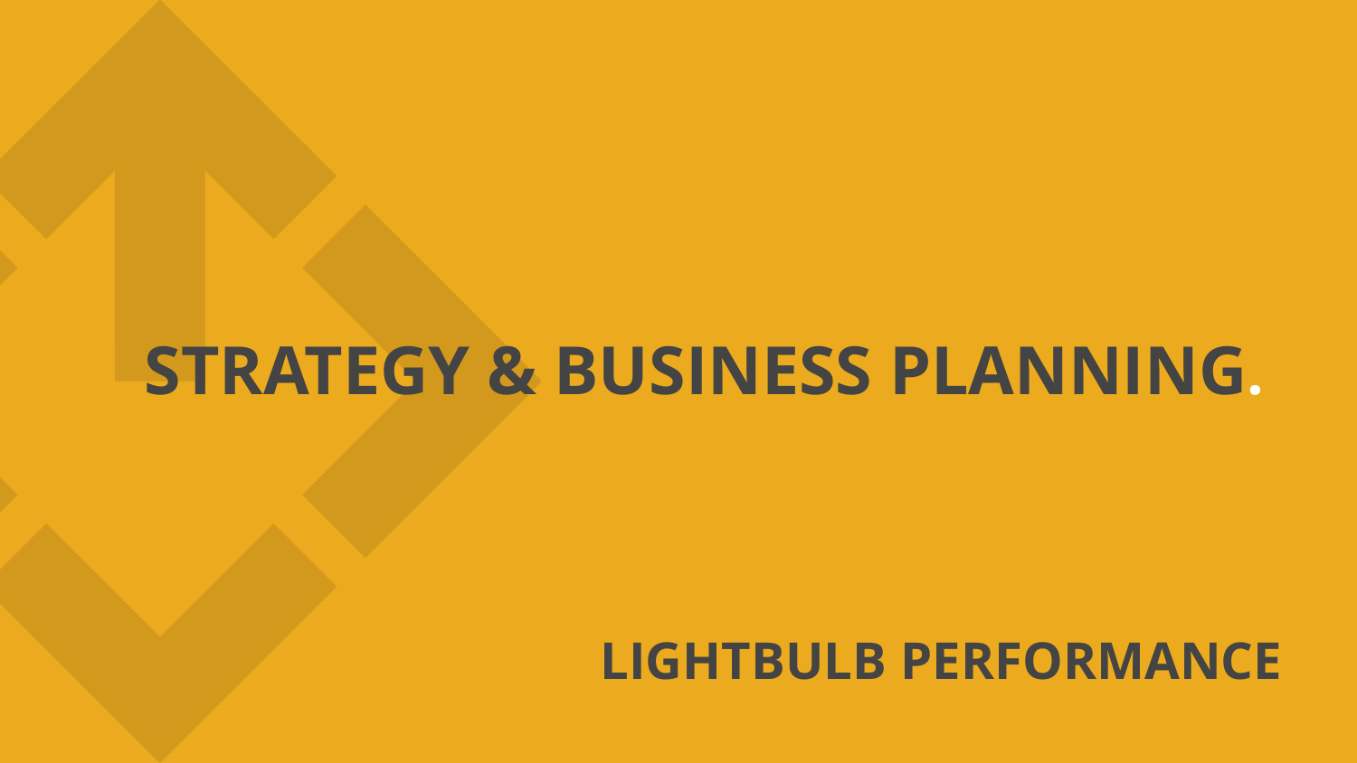# STRATEGY & BUSINESS PLANNING.

LIGHTBULB PERFORMANCE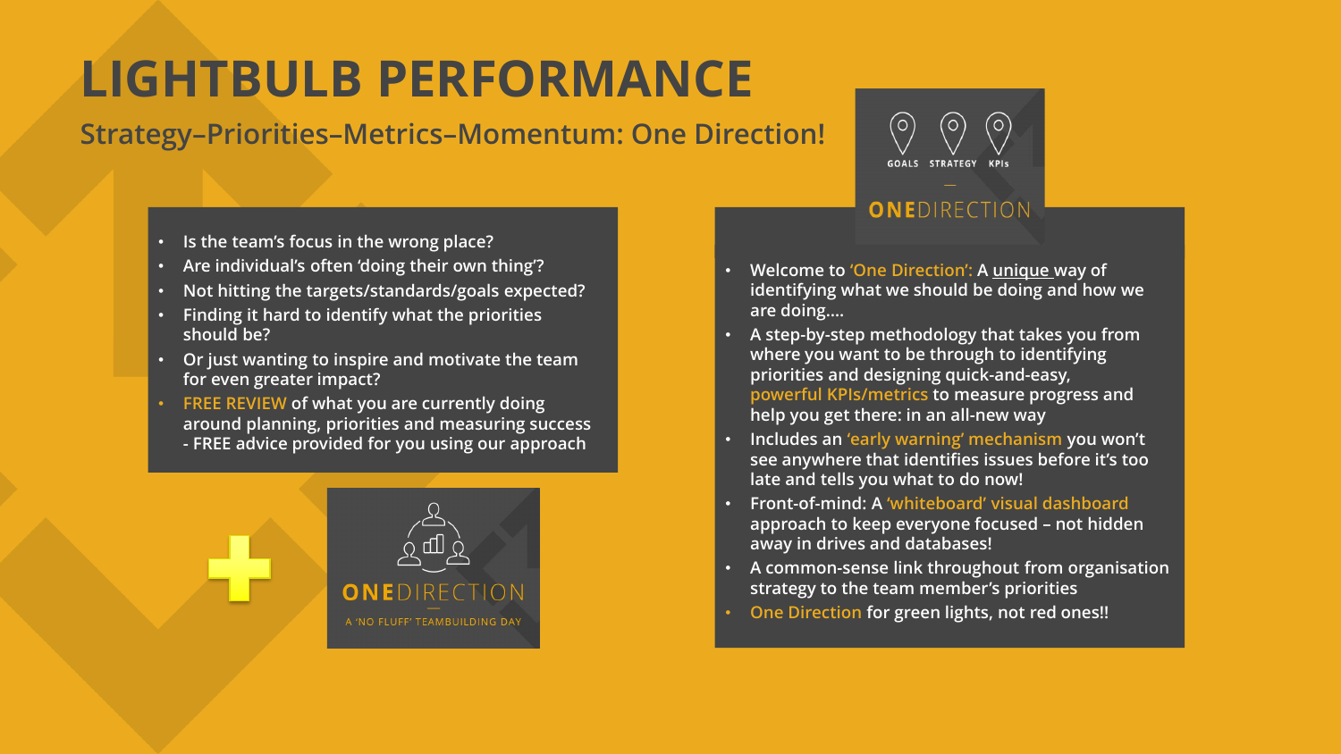# LIGHTBULB PERFORMANCE

## Strategy–Priorities–Metrics–Momentum: One Direction!

- Is the team's focus in the wrong place?
- Are individual's often 'doing their own thing'?
- Not hitting the targets/standards/goals expected?
- Finding it hard to identify what the priorities should be?
- Or just wanting to inspire and motivate the team for even greater impact?
- FREE REVIEW of what you are currently doing around planning, priorities and measuring success - FREE advice provided for you using our approach

GOALS STRATEGY KPIs

ONEDIRECTION

- Welcome to 'One Direction': A unique way of identifying what we should be doing and how we are doing....
- A step-by-step methodology that takes you from where you want to be through to identifying priorities and designing quick-and-easy, powerful KPIs/metrics to measure progress and help you get there: in an all-new way
- Includes an 'early warning' mechanism you won't see anywhere that identifies issues before it's too late and tells you what to do now!
- Front-of-mind: A 'whiteboard' visual dashboard approach to keep everyone focused – not hidden away in drives and databases!
- A common-sense link throughout from organisation strategy to the team member's priorities
- One Direction for green lights, not red ones!!

ONEDIRECTION

A 'NO FLUFF' TEAMBUILDING DAY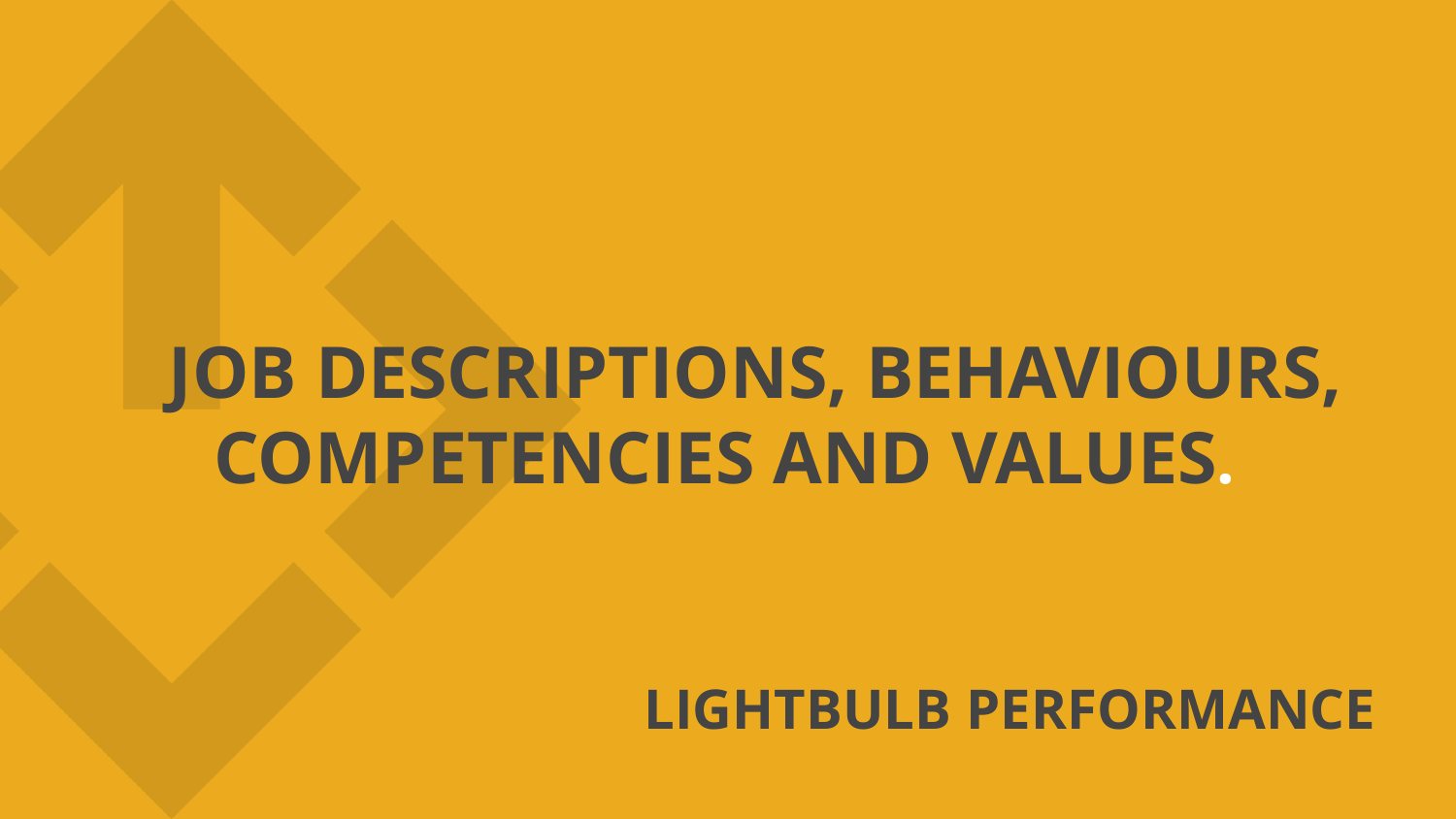# JOB DESCRIPTIONS, BEHAVIOURS, COMPETENCIES AND VALUES.

**LIGHTBULB PERFORMANCE**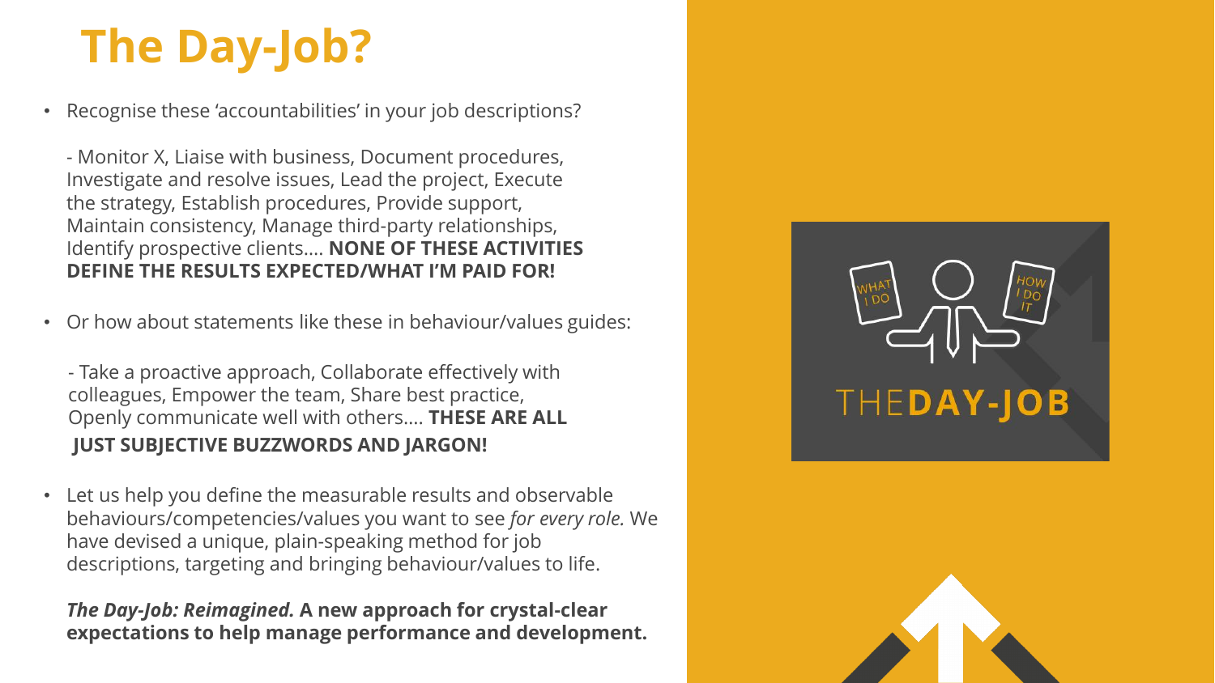# The Day-Job?

- Recognise these 'accountabilities' in your job descriptions?

  - Monitor X, Liaise with business, Document procedures, Investigate and resolve issues, Lead the project, Execute the strategy, Establish procedures, Provide support, Maintain consistency, Manage third-party relationships, Identify prospective clients…. **NONE OF THESE ACTIVITIES DEFINE THE RESULTS EXPECTED/WHAT I'M PAID FOR!**

- Or how about statements like these in behaviour/values guides:

  - Take a proactive approach, Collaborate effectively with colleagues, Empower the team, Share best practice, Openly communicate well with others…. **THESE ARE ALL JUST SUBJECTIVE BUZZWORDS AND JARGON!**

- Let us help you define the measurable results and observable behaviours/competencies/values you want to see *for every role.* We have devised a unique, plain-speaking method for job descriptions, targeting and bringing behaviour/values to life.

  ***The Day-Job: Reimagined.*** **A new approach for crystal-clear expectations to help manage performance and development.**

WHAT I DO

HOW I DO IT

THE**DAY-JOB**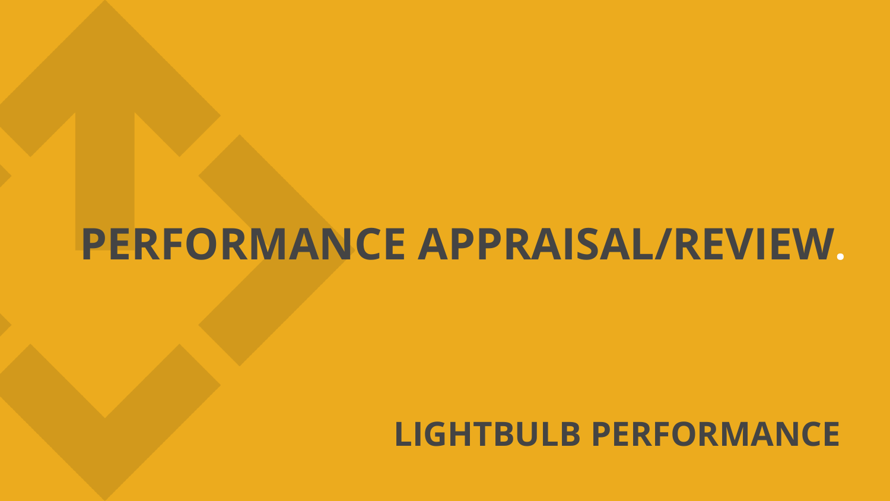# PERFORMANCE APPRAISAL/REVIEW.

LIGHTBULB PERFORMANCE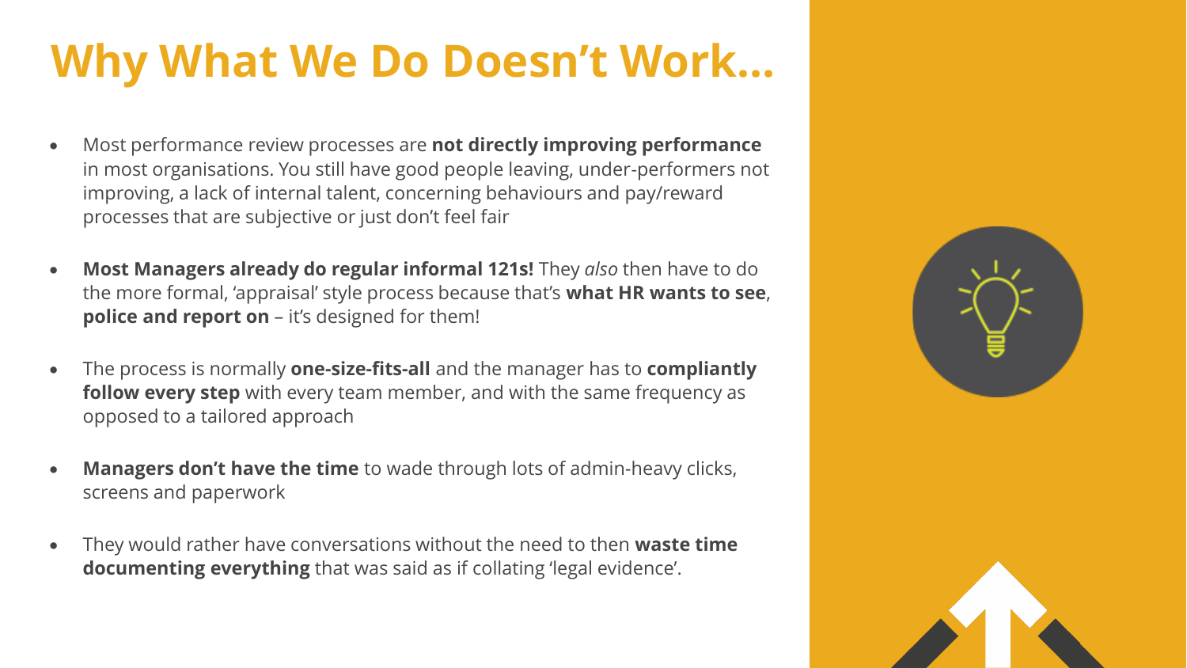# Why What We Do Doesn't Work…

- Most performance review processes are **not directly improving performance** in most organisations. You still have good people leaving, under-performers not improving, a lack of internal talent, concerning behaviours and pay/reward processes that are subjective or just don't feel fair

- **Most Managers already do regular informal 121s!** They *also* then have to do the more formal, 'appraisal' style process because that's **what HR wants to see**, **police and report on** – it's designed for them!

- The process is normally **one-size-fits-all** and the manager has to **compliantly follow every step** with every team member, and with the same frequency as opposed to a tailored approach

- **Managers don't have the time** to wade through lots of admin-heavy clicks, screens and paperwork

- They would rather have conversations without the need to then **waste time documenting everything** that was said as if collating 'legal evidence'.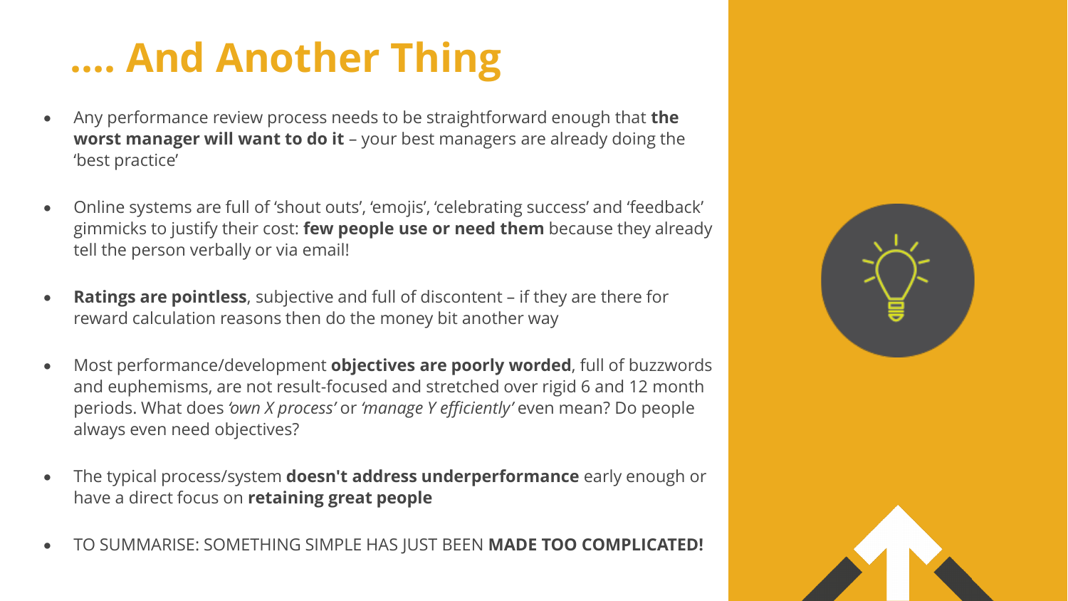# .... And Another Thing

- Any performance review process needs to be straightforward enough that **the worst manager will want to do it** – your best managers are already doing the 'best practice'
- Online systems are full of 'shout outs', 'emojis', 'celebrating success' and 'feedback' gimmicks to justify their cost: **few people use or need them** because they already tell the person verbally or via email!
- **Ratings are pointless**, subjective and full of discontent – if they are there for reward calculation reasons then do the money bit another way
- Most performance/development **objectives are poorly worded**, full of buzzwords and euphemisms, are not result-focused and stretched over rigid 6 and 12 month periods. What does *'own X process'* or *'manage Y efficiently'* even mean? Do people always even need objectives?
- The typical process/system **doesn't address underperformance** early enough or have a direct focus on **retaining great people**
- TO SUMMARISE: SOMETHING SIMPLE HAS JUST BEEN **MADE TOO COMPLICATED!**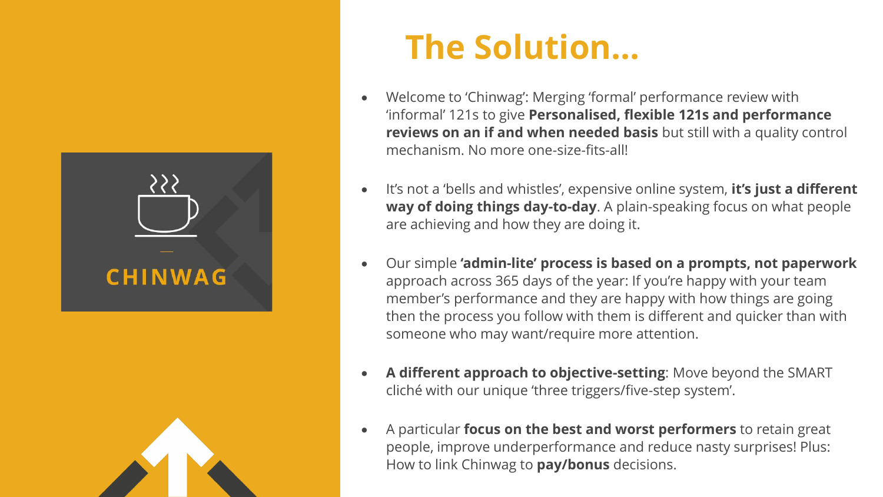CHINWAG

# The Solution...

- Welcome to 'Chinwag': Merging 'formal' performance review with 'informal' 121s to give **Personalised, flexible 121s and performance reviews on an if and when needed basis** but still with a quality control mechanism. No more one-size-fits-all!

- It's not a 'bells and whistles', expensive online system, **it's just a different way of doing things day-to-day**. A plain-speaking focus on what people are achieving and how they are doing it.

- Our simple **'admin-lite' process is based on a prompts, not paperwork** approach across 365 days of the year: If you're happy with your team member's performance and they are happy with how things are going then the process you follow with them is different and quicker than with someone who may want/require more attention.

- **A different approach to objective-setting**: Move beyond the SMART cliché with our unique 'three triggers/five-step system'.

- A particular **focus on the best and worst performers** to retain great people, improve underperformance and reduce nasty surprises! Plus: How to link Chinwag to **pay/bonus** decisions.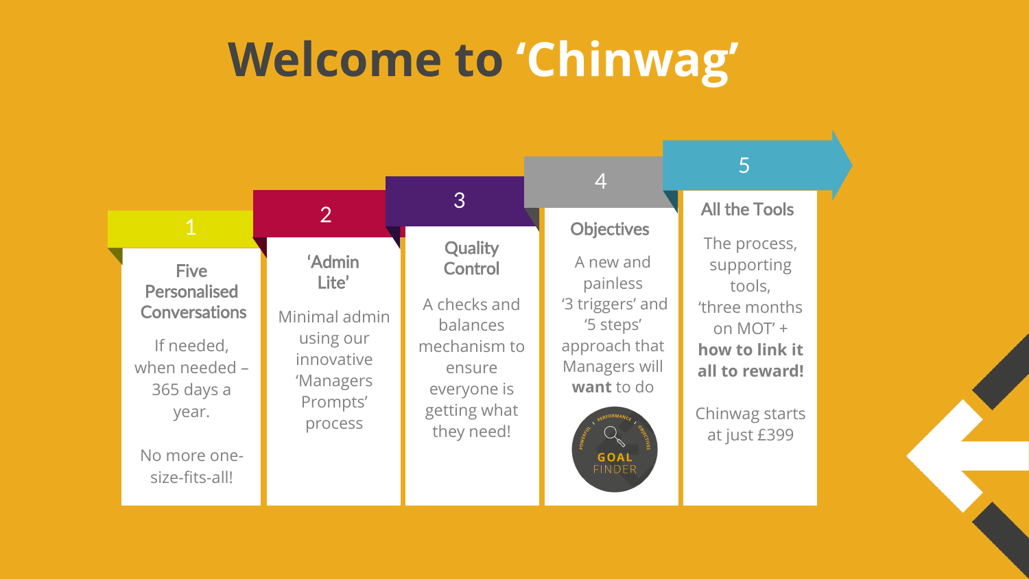# Welcome to 'Chinwag'

## 1

### Five Personalised Conversations

If needed, when needed – 365 days a year.

No more one-size-fits-all!

## 2

### 'Admin Lite'

Minimal admin using our innovative 'Managers Prompts' process

## 3

### Quality Control

A checks and balances mechanism to ensure everyone is getting what they need!

## 4

### Objectives

A new and painless '3 triggers' and '5 steps' approach that Managers will **want** to do

POWERFUL · PERFORMANCE · OBJECTIVES
GOAL FINDER

## 5

### All the Tools

The process, supporting tools, 'three months on MOT' + **how to link it all to reward!**

Chinwag starts at just £399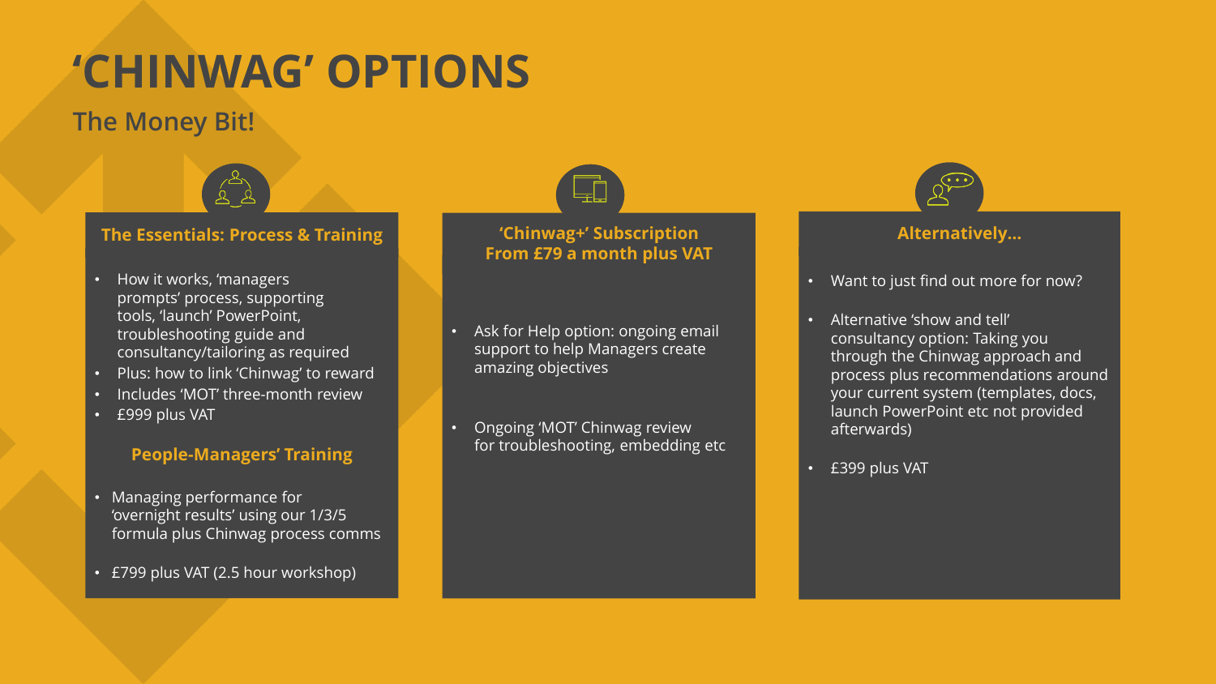# 'CHINWAG' OPTIONS

## The Money Bit!

### The Essentials: Process & Training

- How it works, 'managers prompts' process, supporting tools, 'launch' PowerPoint, troubleshooting guide and consultancy/tailoring as required
- Plus: how to link 'Chinwag' to reward
- Includes 'MOT' three-month review
- £999 plus VAT

### People-Managers' Training

- Managing performance for 'overnight results' using our 1/3/5 formula plus Chinwag process comms
- £799 plus VAT (2.5 hour workshop)

### 'Chinwag+' Subscription From £79 a month plus VAT

- Ask for Help option: ongoing email support to help Managers create amazing objectives
- Ongoing 'MOT' Chinwag review for troubleshooting, embedding etc

### Alternatively…

- Want to just find out more for now?
- Alternative 'show and tell' consultancy option: Taking you through the Chinwag approach and process plus recommendations around your current system (templates, docs, launch PowerPoint etc not provided afterwards)
- £399 plus VAT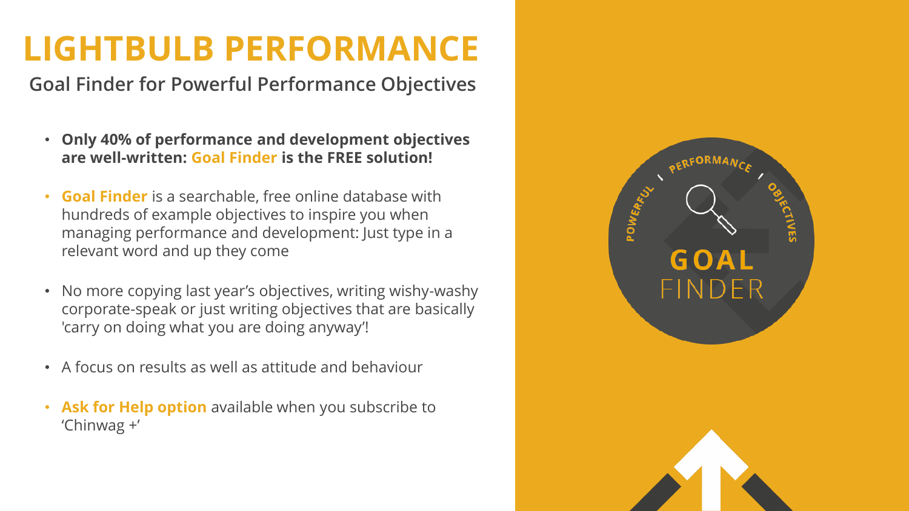# LIGHTBULB PERFORMANCE

## Goal Finder for Powerful Performance Objectives

- **Only 40% of performance and development objectives are well-written: Goal Finder is the FREE solution!**
- **Goal Finder** is a searchable, free online database with hundreds of example objectives to inspire you when managing performance and development: Just type in a relevant word and up they come
- No more copying last year's objectives, writing wishy-washy corporate-speak or just writing objectives that are basically 'carry on doing what you are doing anyway'!
- A focus on results as well as attitude and behaviour
- **Ask for Help option** available when you subscribe to 'Chinwag +'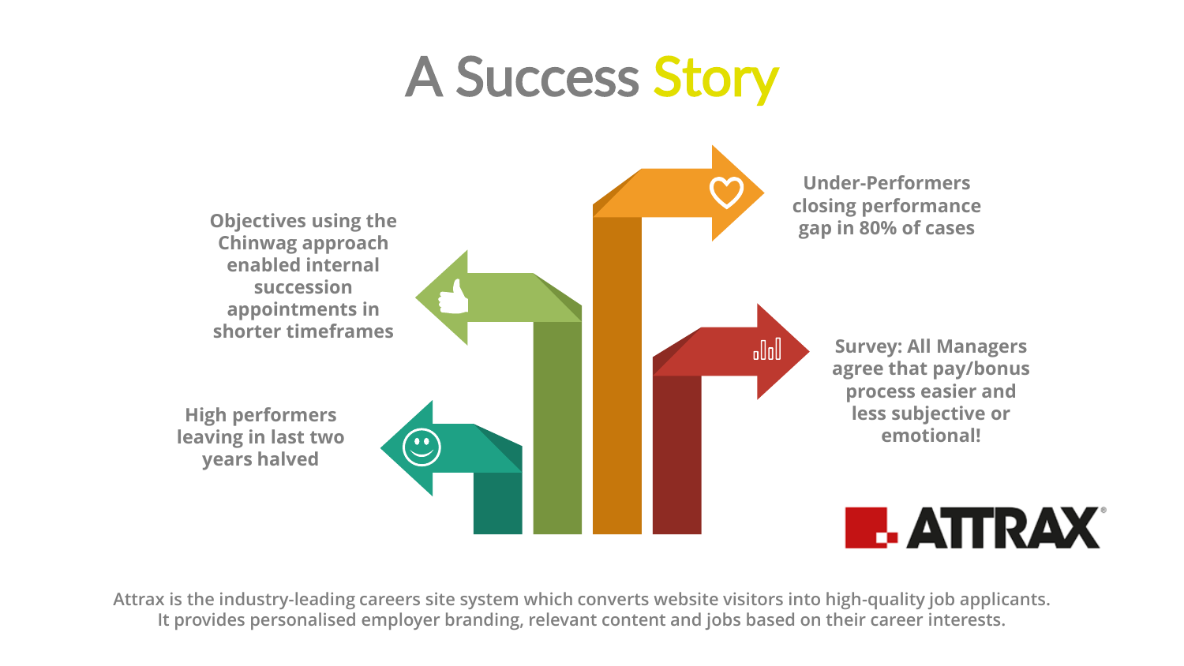# A Success Story

Objectives using the Chinwag approach enabled internal succession appointments in shorter timeframes

High performers leaving in last two years halved

Under-Performers closing performance gap in 80% of cases

Survey: All Managers agree that pay/bonus process easier and less subjective or emotional!

ATTRAX®

Attrax is the industry-leading careers site system which converts website visitors into high-quality job applicants. It provides personalised employer branding, relevant content and jobs based on their career interests.